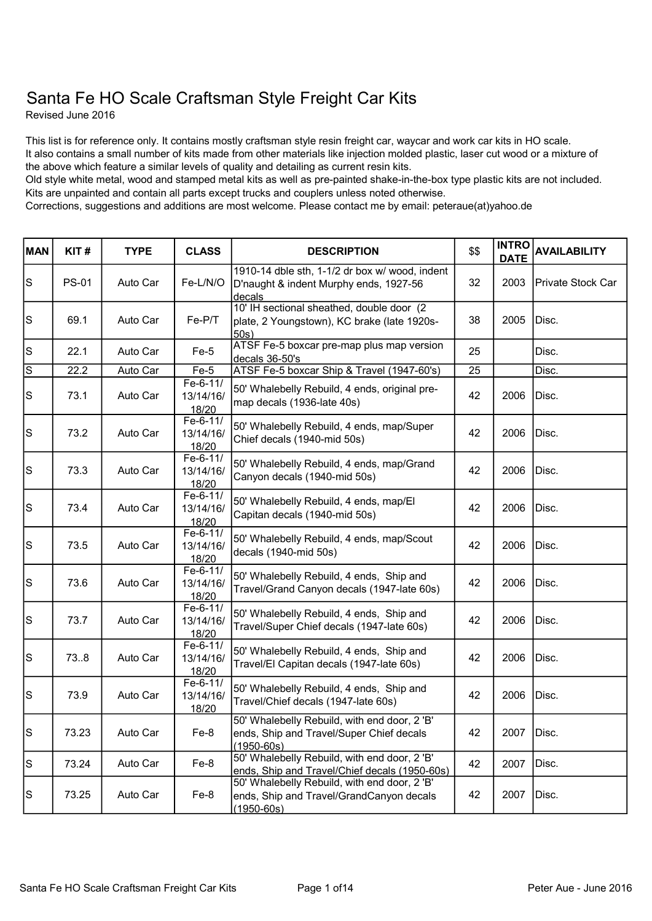# Santa Fe HO Scale Craftsman Style Freight Car Kits

Revised June 2016

This list is for reference only. It contains mostly craftsman style resin freight car, waycar and work car kits in HO scale.
It also contains a small number of kits made from other materials like injection molded plastic, laser cut wood or a mixture of the above which feature a similar levels of quality and detailing as current resin kits.
Old style white metal, wood and stamped metal kits as well as pre-painted shake-in-the-box type plastic kits are not included.
Kits are unpainted and contain all parts except trucks and couplers unless noted otherwise.
Corrections, suggestions and additions are most welcome. Please contact me by email: peteraue(at)yahoo.de

| MAN | KIT # | TYPE | CLASS | DESCRIPTION | $$ | INTRO DATE | AVAILABILITY |
|---|---|---|---|---|---|---|---|
| S | PS-01 | Auto Car | Fe-L/N/O | 1910-14 dble sth, 1-1/2 dr box w/ wood, indent D'naught & indent Murphy ends, 1927-56 decals | 32 | 2003 | Private Stock Car |
| S | 69.1 | Auto Car | Fe-P/T | 10' IH sectional sheathed, double door (2 plate, 2 Youngstown), KC brake (late 1920s-50s) | 38 | 2005 | Disc. |
| S | 22.1 | Auto Car | Fe-5 | ATSF Fe-5 boxcar pre-map plus map version decals 36-50's | 25 | | Disc. |
| S | 22.2 | Auto Car | Fe-5 | ATSF Fe-5 boxcar Ship & Travel (1947-60's) | 25 | | Disc. |
| S | 73.1 | Auto Car | Fe-6-11/ 13/14/16/ 18/20 | 50' Whalebelly Rebuild, 4 ends, original pre-map decals (1936-late 40s) | 42 | 2006 | Disc. |
| S | 73.2 | Auto Car | Fe-6-11/ 13/14/16/ 18/20 | 50' Whalebelly Rebuild, 4 ends, map/Super Chief decals (1940-mid 50s) | 42 | 2006 | Disc. |
| S | 73.3 | Auto Car | Fe-6-11/ 13/14/16/ 18/20 | 50' Whalebelly Rebuild, 4 ends, map/Grand Canyon decals (1940-mid 50s) | 42 | 2006 | Disc. |
| S | 73.4 | Auto Car | Fe-6-11/ 13/14/16/ 18/20 | 50' Whalebelly Rebuild, 4 ends, map/El Capitan decals (1940-mid 50s) | 42 | 2006 | Disc. |
| S | 73.5 | Auto Car | Fe-6-11/ 13/14/16/ 18/20 | 50' Whalebelly Rebuild, 4 ends, map/Scout decals (1940-mid 50s) | 42 | 2006 | Disc. |
| S | 73.6 | Auto Car | Fe-6-11/ 13/14/16/ 18/20 | 50' Whalebelly Rebuild, 4 ends, Ship and Travel/Grand Canyon decals (1947-late 60s) | 42 | 2006 | Disc. |
| S | 73.7 | Auto Car | Fe-6-11/ 13/14/16/ 18/20 | 50' Whalebelly Rebuild, 4 ends, Ship and Travel/Super Chief decals (1947-late 60s) | 42 | 2006 | Disc. |
| S | 73..8 | Auto Car | Fe-6-11/ 13/14/16/ 18/20 | 50' Whalebelly Rebuild, 4 ends, Ship and Travel/El Capitan decals (1947-late 60s) | 42 | 2006 | Disc. |
| S | 73.9 | Auto Car | Fe-6-11/ 13/14/16/ 18/20 | 50' Whalebelly Rebuild, 4 ends, Ship and Travel/Chief decals (1947-late 60s) | 42 | 2006 | Disc. |
| S | 73.23 | Auto Car | Fe-8 | 50' Whalebelly Rebuild, with end door, 2 'B' ends, Ship and Travel/Super Chief decals (1950-60s) | 42 | 2007 | Disc. |
| S | 73.24 | Auto Car | Fe-8 | 50' Whalebelly Rebuild, with end door, 2 'B' ends, Ship and Travel/Chief decals (1950-60s) | 42 | 2007 | Disc. |
| S | 73.25 | Auto Car | Fe-8 | 50' Whalebelly Rebuild, with end door, 2 'B' ends, Ship and Travel/GrandCanyon decals (1950-60s) | 42 | 2007 | Disc. |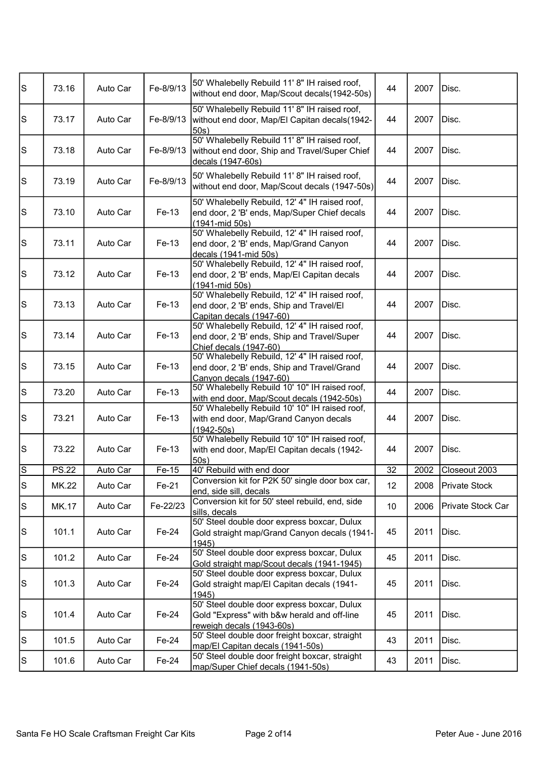| | | | | | | | |
|---|---|---|---|---|---|---|---|
| S | 73.16 | Auto Car | Fe-8/9/13 | 50' Whalebelly Rebuild 11' 8" IH raised roof, without end door, Map/Scout decals(1942-50s) | 44 | 2007 | Disc. |
| S | 73.17 | Auto Car | Fe-8/9/13 | 50' Whalebelly Rebuild 11' 8" IH raised roof, without end door, Map/El Capitan decals(1942-50s) | 44 | 2007 | Disc. |
| S | 73.18 | Auto Car | Fe-8/9/13 | 50' Whalebelly Rebuild 11' 8" IH raised roof, without end door, Ship and Travel/Super Chief decals (1947-60s) | 44 | 2007 | Disc. |
| S | 73.19 | Auto Car | Fe-8/9/13 | 50' Whalebelly Rebuild 11' 8" IH raised roof, without end door, Map/Scout decals (1947-50s) | 44 | 2007 | Disc. |
| S | 73.10 | Auto Car | Fe-13 | 50' Whalebelly Rebuild, 12' 4" IH raised roof, end door, 2 'B' ends, Map/Super Chief decals (1941-mid 50s) | 44 | 2007 | Disc. |
| S | 73.11 | Auto Car | Fe-13 | 50' Whalebelly Rebuild, 12' 4" IH raised roof, end door, 2 'B' ends, Map/Grand Canyon decals (1941-mid 50s) | 44 | 2007 | Disc. |
| S | 73.12 | Auto Car | Fe-13 | 50' Whalebelly Rebuild, 12' 4" IH raised roof, end door, 2 'B' ends, Map/El Capitan decals (1941-mid 50s) | 44 | 2007 | Disc. |
| S | 73.13 | Auto Car | Fe-13 | 50' Whalebelly Rebuild, 12' 4" IH raised roof, end door, 2 'B' ends, Ship and Travel/El Capitan decals (1947-60) | 44 | 2007 | Disc. |
| S | 73.14 | Auto Car | Fe-13 | 50' Whalebelly Rebuild, 12' 4" IH raised roof, end door, 2 'B' ends, Ship and Travel/Super Chief decals (1947-60) | 44 | 2007 | Disc. |
| S | 73.15 | Auto Car | Fe-13 | 50' Whalebelly Rebuild, 12' 4" IH raised roof, end door, 2 'B' ends, Ship and Travel/Grand Canyon decals (1947-60) | 44 | 2007 | Disc. |
| S | 73.20 | Auto Car | Fe-13 | 50' Whalebelly Rebuild 10' 10" IH raised roof, with end door, Map/Scout decals (1942-50s) | 44 | 2007 | Disc. |
| S | 73.21 | Auto Car | Fe-13 | 50' Whalebelly Rebuild 10' 10" IH raised roof, with end door, Map/Grand Canyon decals (1942-50s) | 44 | 2007 | Disc. |
| S | 73.22 | Auto Car | Fe-13 | 50' Whalebelly Rebuild 10' 10" IH raised roof, with end door, Map/El Capitan decals (1942-50s) | 44 | 2007 | Disc. |
| S | PS.22 | Auto Car | Fe-15 | 40' Rebuild with end door | 32 | 2002 | Closeout 2003 |
| S | MK.22 | Auto Car | Fe-21 | Conversion kit for P2K 50' single door box car, end, side sill, decals | 12 | 2008 | Private Stock |
| S | MK.17 | Auto Car | Fe-22/23 | Conversion kit for 50' steel rebuild, end, side sills, decals | 10 | 2006 | Private Stock Car |
| S | 101.1 | Auto Car | Fe-24 | 50' Steel double door express boxcar, Dulux Gold straight map/Grand Canyon decals (1941-1945) | 45 | 2011 | Disc. |
| S | 101.2 | Auto Car | Fe-24 | 50' Steel double door express boxcar, Dulux Gold straight map/Scout decals (1941-1945) | 45 | 2011 | Disc. |
| S | 101.3 | Auto Car | Fe-24 | 50' Steel double door express boxcar, Dulux Gold straight map/El Capitan decals (1941-1945) | 45 | 2011 | Disc. |
| S | 101.4 | Auto Car | Fe-24 | 50' Steel double door express boxcar, Dulux Gold "Express" with b&w herald and off-line reweigh decals (1943-60s) | 45 | 2011 | Disc. |
| S | 101.5 | Auto Car | Fe-24 | 50' Steel double door freight boxcar, straight map/El Capitan decals (1941-50s) | 43 | 2011 | Disc. |
| S | 101.6 | Auto Car | Fe-24 | 50' Steel double door freight boxcar, straight map/Super Chief decals (1941-50s) | 43 | 2011 | Disc. |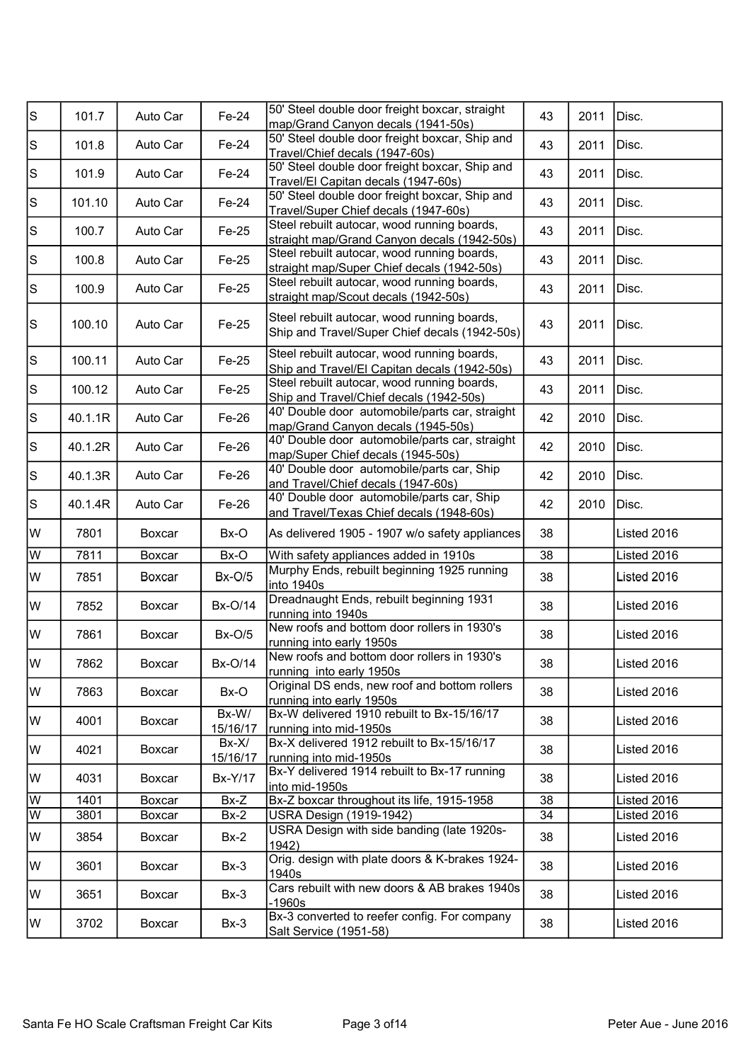| | | | | | | | |
|---|---|---|---|---|---|---|---|
| S | 101.7 | Auto Car | Fe-24 | 50' Steel double door freight boxcar, straight map/Grand Canyon decals (1941-50s) | 43 | 2011 | Disc. |
| S | 101.8 | Auto Car | Fe-24 | 50' Steel double door freight boxcar, Ship and Travel/Chief decals (1947-60s) | 43 | 2011 | Disc. |
| S | 101.9 | Auto Car | Fe-24 | 50' Steel double door freight boxcar, Ship and Travel/El Capitan decals (1947-60s) | 43 | 2011 | Disc. |
| S | 101.10 | Auto Car | Fe-24 | 50' Steel double door freight boxcar, Ship and Travel/Super Chief decals (1947-60s) | 43 | 2011 | Disc. |
| S | 100.7 | Auto Car | Fe-25 | Steel rebuilt autocar, wood running boards, straight map/Grand Canyon decals (1942-50s) | 43 | 2011 | Disc. |
| S | 100.8 | Auto Car | Fe-25 | Steel rebuilt autocar, wood running boards, straight map/Super Chief decals (1942-50s) | 43 | 2011 | Disc. |
| S | 100.9 | Auto Car | Fe-25 | Steel rebuilt autocar, wood running boards, straight map/Scout decals (1942-50s) | 43 | 2011 | Disc. |
| S | 100.10 | Auto Car | Fe-25 | Steel rebuilt autocar, wood running boards, Ship and Travel/Super Chief decals (1942-50s) | 43 | 2011 | Disc. |
| S | 100.11 | Auto Car | Fe-25 | Steel rebuilt autocar, wood running boards, Ship and Travel/El Capitan decals (1942-50s) | 43 | 2011 | Disc. |
| S | 100.12 | Auto Car | Fe-25 | Steel rebuilt autocar, wood running boards, Ship and Travel/Chief decals (1942-50s) | 43 | 2011 | Disc. |
| S | 40.1.1R | Auto Car | Fe-26 | 40' Double door automobile/parts car, straight map/Grand Canyon decals (1945-50s) | 42 | 2010 | Disc. |
| S | 40.1.2R | Auto Car | Fe-26 | 40' Double door automobile/parts car, straight map/Super Chief decals (1945-50s) | 42 | 2010 | Disc. |
| S | 40.1.3R | Auto Car | Fe-26 | 40' Double door automobile/parts car, Ship and Travel/Chief decals (1947-60s) | 42 | 2010 | Disc. |
| S | 40.1.4R | Auto Car | Fe-26 | 40' Double door automobile/parts car, Ship and Travel/Texas Chief decals (1948-60s) | 42 | 2010 | Disc. |
| W | 7801 | Boxcar | Bx-O | As delivered 1905 - 1907 w/o safety appliances | 38 | | Listed 2016 |
| W | 7811 | Boxcar | Bx-O | With safety appliances added in 1910s | 38 | | Listed 2016 |
| W | 7851 | Boxcar | Bx-O/5 | Murphy Ends, rebuilt beginning 1925 running into 1940s | 38 | | Listed 2016 |
| W | 7852 | Boxcar | Bx-O/14 | Dreadnaught Ends, rebuilt beginning 1931 running into 1940s | 38 | | Listed 2016 |
| W | 7861 | Boxcar | Bx-O/5 | New roofs and bottom door rollers in 1930's running into early 1950s | 38 | | Listed 2016 |
| W | 7862 | Boxcar | Bx-O/14 | New roofs and bottom door rollers in 1930's running into early 1950s | 38 | | Listed 2016 |
| W | 7863 | Boxcar | Bx-O | Original DS ends, new roof and bottom rollers running into early 1950s | 38 | | Listed 2016 |
| W | 4001 | Boxcar | Bx-W/ 15/16/17 | Bx-W delivered 1910 rebuilt to Bx-15/16/17 running into mid-1950s | 38 | | Listed 2016 |
| W | 4021 | Boxcar | Bx-X/ 15/16/17 | Bx-X delivered 1912 rebuilt to Bx-15/16/17 running into mid-1950s | 38 | | Listed 2016 |
| W | 4031 | Boxcar | Bx-Y/17 | Bx-Y delivered 1914 rebuilt to Bx-17 running into mid-1950s | 38 | | Listed 2016 |
| W | 1401 | Boxcar | Bx-Z | Bx-Z boxcar throughout its life, 1915-1958 | 38 | | Listed 2016 |
| W | 3801 | Boxcar | Bx-2 | USRA Design (1919-1942) | 34 | | Listed 2016 |
| W | 3854 | Boxcar | Bx-2 | USRA Design with side banding (late 1920s-1942) | 38 | | Listed 2016 |
| W | 3601 | Boxcar | Bx-3 | Orig. design with plate doors & K-brakes 1924-1940s | 38 | | Listed 2016 |
| W | 3651 | Boxcar | Bx-3 | Cars rebuilt with new doors & AB brakes 1940s -1960s | 38 | | Listed 2016 |
| W | 3702 | Boxcar | Bx-3 | Bx-3 converted to reefer config. For company Salt Service (1951-58) | 38 | | Listed 2016 |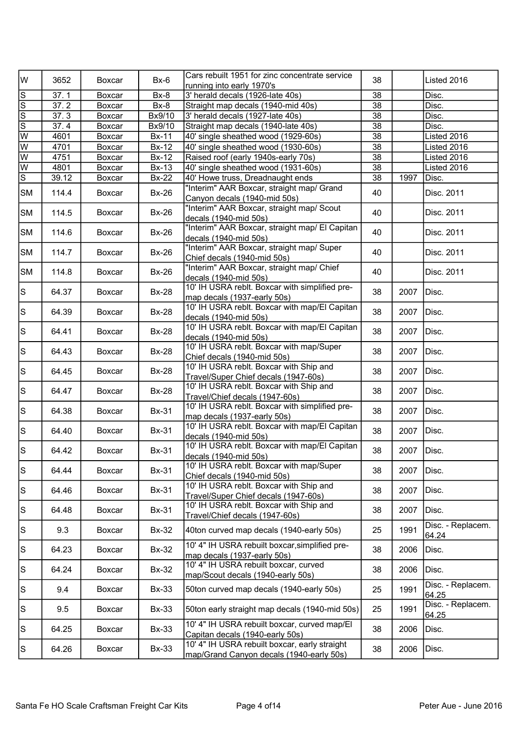| | | | | | | | |
|---|---|---|---|---|---|---|---|
| W | 3652 | Boxcar | Bx-6 | Cars rebuilt 1951 for zinc concentrate service running into early 1970's | 38 | | Listed 2016 |
| S | 37. 1 | Boxcar | Bx-8 | 3' herald decals (1926-late 40s) | 38 | | Disc. |
| S | 37. 2 | Boxcar | Bx-8 | Straight map decals (1940-mid 40s) | 38 | | Disc. |
| S | 37. 3 | Boxcar | Bx9/10 | 3' herald decals (1927-late 40s) | 38 | | Disc. |
| S | 37. 4 | Boxcar | Bx9/10 | Straight map decals (1940-late 40s) | 38 | | Disc. |
| W | 4601 | Boxcar | Bx-11 | 40' single sheathed wood (1929-60s) | 38 | | Listed 2016 |
| W | 4701 | Boxcar | Bx-12 | 40' single sheathed wood (1930-60s) | 38 | | Listed 2016 |
| W | 4751 | Boxcar | Bx-12 | Raised roof (early 1940s-early 70s) | 38 | | Listed 2016 |
| W | 4801 | Boxcar | Bx-13 | 40' single sheathed wood (1931-60s) | 38 | | Listed 2016 |
| S | 39.12 | Boxcar | Bx-22 | 40' Howe truss, Dreadnaught ends | 38 | 1997 | Disc. |
| SM | 114.4 | Boxcar | Bx-26 | "Interim" AAR Boxcar, straight map/ Grand Canyon decals (1940-mid 50s) | 40 | | Disc. 2011 |
| SM | 114.5 | Boxcar | Bx-26 | "Interim" AAR Boxcar, straight map/ Scout decals (1940-mid 50s) | 40 | | Disc. 2011 |
| SM | 114.6 | Boxcar | Bx-26 | "Interim" AAR Boxcar, straight map/ El Capitan decals (1940-mid 50s) | 40 | | Disc. 2011 |
| SM | 114.7 | Boxcar | Bx-26 | "Interim" AAR Boxcar, straight map/ Super Chief decals (1940-mid 50s) | 40 | | Disc. 2011 |
| SM | 114.8 | Boxcar | Bx-26 | "Interim" AAR Boxcar, straight map/ Chief decals (1940-mid 50s) | 40 | | Disc. 2011 |
| S | 64.37 | Boxcar | Bx-28 | 10' IH USRA reblt. Boxcar with simplified pre-map decals (1937-early 50s) | 38 | 2007 | Disc. |
| S | 64.39 | Boxcar | Bx-28 | 10' IH USRA reblt. Boxcar with map/El Capitan decals (1940-mid 50s) | 38 | 2007 | Disc. |
| S | 64.41 | Boxcar | Bx-28 | 10' IH USRA reblt. Boxcar with map/El Capitan decals (1940-mid 50s) | 38 | 2007 | Disc. |
| S | 64.43 | Boxcar | Bx-28 | 10' IH USRA reblt. Boxcar with map/Super Chief decals (1940-mid 50s) | 38 | 2007 | Disc. |
| S | 64.45 | Boxcar | Bx-28 | 10' IH USRA reblt. Boxcar with Ship and Travel/Super Chief decals (1947-60s) | 38 | 2007 | Disc. |
| S | 64.47 | Boxcar | Bx-28 | 10' IH USRA reblt. Boxcar with Ship and Travel/Chief decals (1947-60s) | 38 | 2007 | Disc. |
| S | 64.38 | Boxcar | Bx-31 | 10' IH USRA reblt. Boxcar with simplified pre-map decals (1937-early 50s) | 38 | 2007 | Disc. |
| S | 64.40 | Boxcar | Bx-31 | 10' IH USRA reblt. Boxcar with map/El Capitan decals (1940-mid 50s) | 38 | 2007 | Disc. |
| S | 64.42 | Boxcar | Bx-31 | 10' IH USRA reblt. Boxcar with map/El Capitan decals (1940-mid 50s) | 38 | 2007 | Disc. |
| S | 64.44 | Boxcar | Bx-31 | 10' IH USRA reblt. Boxcar with map/Super Chief decals (1940-mid 50s) | 38 | 2007 | Disc. |
| S | 64.46 | Boxcar | Bx-31 | 10' IH USRA reblt. Boxcar with Ship and Travel/Super Chief decals (1947-60s) | 38 | 2007 | Disc. |
| S | 64.48 | Boxcar | Bx-31 | 10' IH USRA reblt. Boxcar with Ship and Travel/Chief decals (1947-60s) | 38 | 2007 | Disc. |
| S | 9.3 | Boxcar | Bx-32 | 40ton curved map decals (1940-early 50s) | 25 | 1991 | Disc. - Replacem. 64.24 |
| S | 64.23 | Boxcar | Bx-32 | 10' 4" IH USRA rebuilt boxcar,simplified pre-map decals (1937-early 50s) | 38 | 2006 | Disc. |
| S | 64.24 | Boxcar | Bx-32 | 10' 4" IH USRA rebuilt boxcar, curved map/Scout decals (1940-early 50s) | 38 | 2006 | Disc. |
| S | 9.4 | Boxcar | Bx-33 | 50ton curved map decals (1940-early 50s) | 25 | 1991 | Disc. - Replacem. 64.25 |
| S | 9.5 | Boxcar | Bx-33 | 50ton early straight map decals (1940-mid 50s) | 25 | 1991 | Disc. - Replacem. 64.25 |
| S | 64.25 | Boxcar | Bx-33 | 10' 4" IH USRA rebuilt boxcar, curved map/El Capitan decals (1940-early 50s) | 38 | 2006 | Disc. |
| S | 64.26 | Boxcar | Bx-33 | 10' 4" IH USRA rebuilt boxcar, early straight map/Grand Canyon decals (1940-early 50s) | 38 | 2006 | Disc. |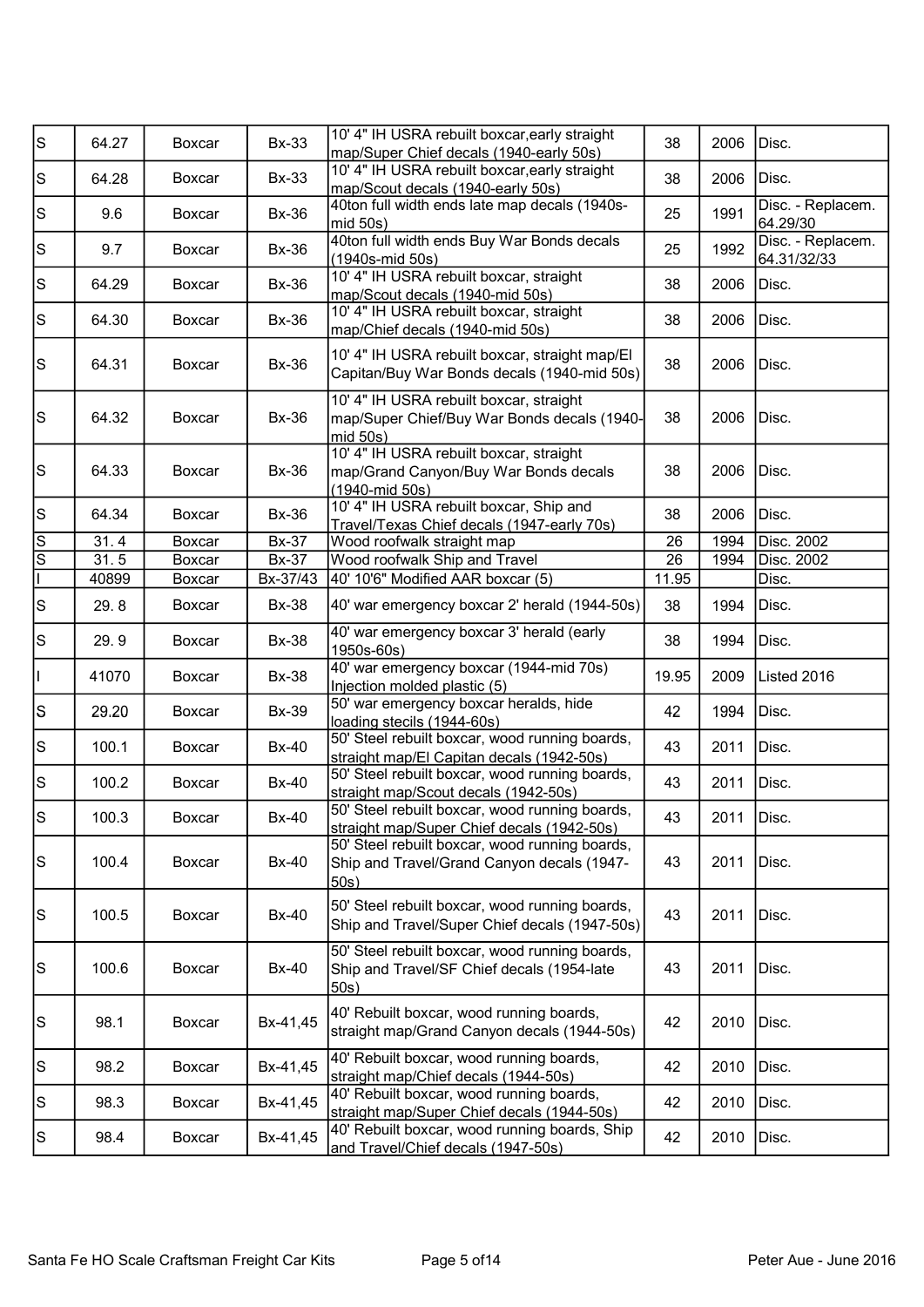| | | | | | | | |
|---|---|---|---|---|---|---|---|
| S | 64.27 | Boxcar | Bx-33 | 10' 4" IH USRA rebuilt boxcar,early straight map/Super Chief decals (1940-early 50s) | 38 | 2006 | Disc. |
| S | 64.28 | Boxcar | Bx-33 | 10' 4" IH USRA rebuilt boxcar,early straight map/Scout decals (1940-early 50s) | 38 | 2006 | Disc. |
| S | 9.6 | Boxcar | Bx-36 | 40ton full width ends late map decals (1940s-mid 50s) | 25 | 1991 | Disc. - Replacem. 64.29/30 |
| S | 9.7 | Boxcar | Bx-36 | 40ton full width ends Buy War Bonds decals (1940s-mid 50s) | 25 | 1992 | Disc. - Replacem. 64.31/32/33 |
| S | 64.29 | Boxcar | Bx-36 | 10' 4" IH USRA rebuilt boxcar, straight map/Scout decals (1940-mid 50s) | 38 | 2006 | Disc. |
| S | 64.30 | Boxcar | Bx-36 | 10' 4" IH USRA rebuilt boxcar, straight map/Chief decals (1940-mid 50s) | 38 | 2006 | Disc. |
| S | 64.31 | Boxcar | Bx-36 | 10' 4" IH USRA rebuilt boxcar, straight map/El Capitan/Buy War Bonds decals (1940-mid 50s) | 38 | 2006 | Disc. |
| S | 64.32 | Boxcar | Bx-36 | 10' 4" IH USRA rebuilt boxcar, straight map/Super Chief/Buy War Bonds decals (1940-mid 50s) | 38 | 2006 | Disc. |
| S | 64.33 | Boxcar | Bx-36 | 10' 4" IH USRA rebuilt boxcar, straight map/Grand Canyon/Buy War Bonds decals (1940-mid 50s) | 38 | 2006 | Disc. |
| S | 64.34 | Boxcar | Bx-36 | 10' 4" IH USRA rebuilt boxcar, Ship and Travel/Texas Chief decals (1947-early 70s) | 38 | 2006 | Disc. |
| S | 31. 4 | Boxcar | Bx-37 | Wood roofwalk straight map | 26 | 1994 | Disc. 2002 |
| S | 31. 5 | Boxcar | Bx-37 | Wood roofwalk Ship and Travel | 26 | 1994 | Disc. 2002 |
| I | 40899 | Boxcar | Bx-37/43 | 40' 10'6" Modified AAR boxcar (5) | 11.95 | | Disc. |
| S | 29. 8 | Boxcar | Bx-38 | 40' war emergency boxcar 2' herald (1944-50s) | 38 | 1994 | Disc. |
| S | 29. 9 | Boxcar | Bx-38 | 40' war emergency boxcar 3' herald (early 1950s-60s) | 38 | 1994 | Disc. |
| I | 41070 | Boxcar | Bx-38 | 40' war emergency boxcar (1944-mid 70s) Injection molded plastic (5) | 19.95 | 2009 | Listed 2016 |
| S | 29.20 | Boxcar | Bx-39 | 50' war emergency boxcar heralds, hide loading stecils (1944-60s) | 42 | 1994 | Disc. |
| S | 100.1 | Boxcar | Bx-40 | 50' Steel rebuilt boxcar, wood running boards, straight map/El Capitan decals (1942-50s) | 43 | 2011 | Disc. |
| S | 100.2 | Boxcar | Bx-40 | 50' Steel rebuilt boxcar, wood running boards, straight map/Scout decals (1942-50s) | 43 | 2011 | Disc. |
| S | 100.3 | Boxcar | Bx-40 | 50' Steel rebuilt boxcar, wood running boards, straight map/Super Chief decals (1942-50s) | 43 | 2011 | Disc. |
| S | 100.4 | Boxcar | Bx-40 | 50' Steel rebuilt boxcar, wood running boards, Ship and Travel/Grand Canyon decals (1947-50s) | 43 | 2011 | Disc. |
| S | 100.5 | Boxcar | Bx-40 | 50' Steel rebuilt boxcar, wood running boards, Ship and Travel/Super Chief decals (1947-50s) | 43 | 2011 | Disc. |
| S | 100.6 | Boxcar | Bx-40 | 50' Steel rebuilt boxcar, wood running boards, Ship and Travel/SF Chief decals (1954-late 50s) | 43 | 2011 | Disc. |
| S | 98.1 | Boxcar | Bx-41,45 | 40' Rebuilt boxcar, wood running boards, straight map/Grand Canyon decals (1944-50s) | 42 | 2010 | Disc. |
| S | 98.2 | Boxcar | Bx-41,45 | 40' Rebuilt boxcar, wood running boards, straight map/Chief decals (1944-50s) | 42 | 2010 | Disc. |
| S | 98.3 | Boxcar | Bx-41,45 | 40' Rebuilt boxcar, wood running boards, straight map/Super Chief decals (1944-50s) | 42 | 2010 | Disc. |
| S | 98.4 | Boxcar | Bx-41,45 | 40' Rebuilt boxcar, wood running boards, Ship and Travel/Chief decals (1947-50s) | 42 | 2010 | Disc. |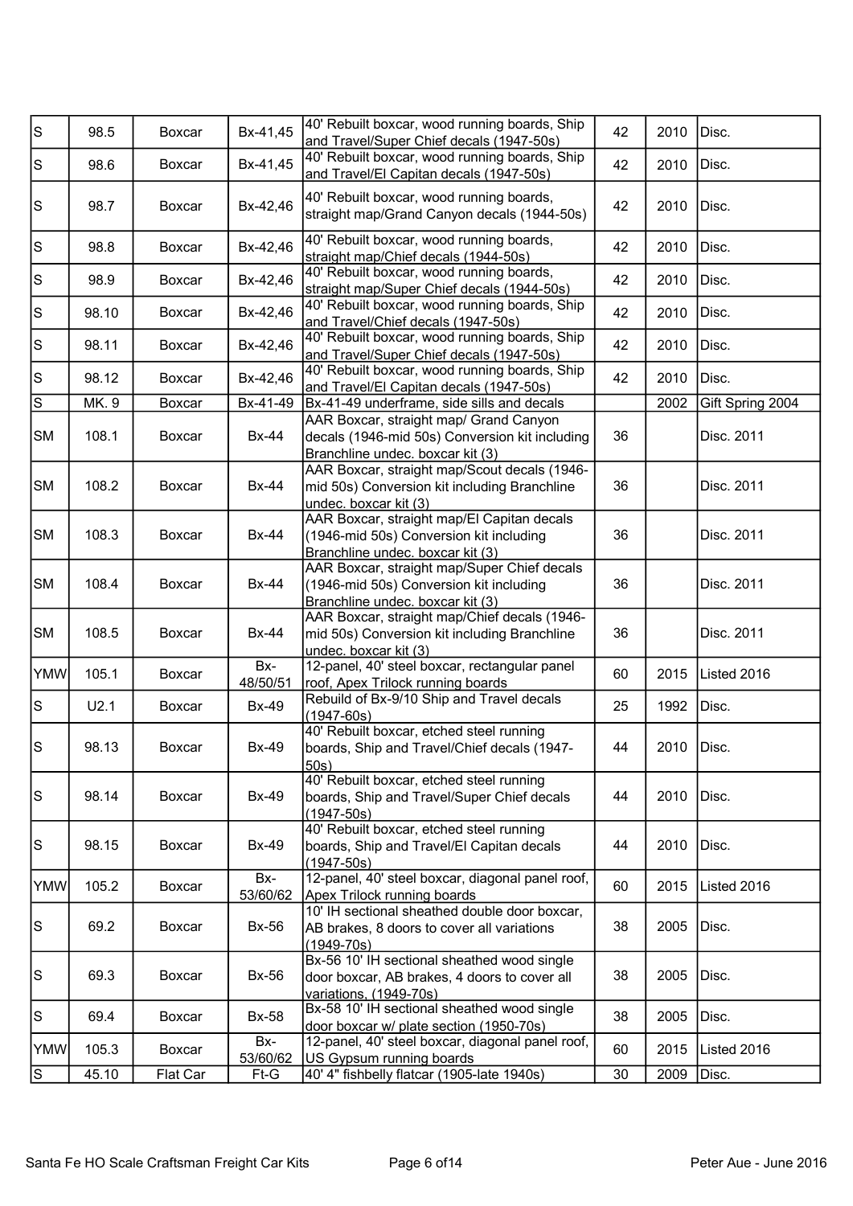| | | | | | | | |
|---|---|---|---|---|---|---|---|
| S | 98.5 | Boxcar | Bx-41,45 | 40' Rebuilt boxcar, wood running boards, Ship and Travel/Super Chief decals (1947-50s) | 42 | 2010 | Disc. |
| S | 98.6 | Boxcar | Bx-41,45 | 40' Rebuilt boxcar, wood running boards, Ship and Travel/El Capitan decals (1947-50s) | 42 | 2010 | Disc. |
| S | 98.7 | Boxcar | Bx-42,46 | 40' Rebuilt boxcar, wood running boards, straight map/Grand Canyon decals (1944-50s) | 42 | 2010 | Disc. |
| S | 98.8 | Boxcar | Bx-42,46 | 40' Rebuilt boxcar, wood running boards, straight map/Chief decals (1944-50s) | 42 | 2010 | Disc. |
| S | 98.9 | Boxcar | Bx-42,46 | 40' Rebuilt boxcar, wood running boards, straight map/Super Chief decals (1944-50s) | 42 | 2010 | Disc. |
| S | 98.10 | Boxcar | Bx-42,46 | 40' Rebuilt boxcar, wood running boards, Ship and Travel/Chief decals (1947-50s) | 42 | 2010 | Disc. |
| S | 98.11 | Boxcar | Bx-42,46 | 40' Rebuilt boxcar, wood running boards, Ship and Travel/Super Chief decals (1947-50s) | 42 | 2010 | Disc. |
| S | 98.12 | Boxcar | Bx-42,46 | 40' Rebuilt boxcar, wood running boards, Ship and Travel/El Capitan decals (1947-50s) | 42 | 2010 | Disc. |
| S | MK. 9 | Boxcar | Bx-41-49 | Bx-41-49 underframe, side sills and decals | | 2002 | Gift Spring 2004 |
| SM | 108.1 | Boxcar | Bx-44 | AAR Boxcar, straight map/ Grand Canyon decals (1946-mid 50s) Conversion kit including Branchline undec. boxcar kit (3) | 36 | | Disc. 2011 |
| SM | 108.2 | Boxcar | Bx-44 | AAR Boxcar, straight map/Scout decals (1946-mid 50s) Conversion kit including Branchline undec. boxcar kit (3) | 36 | | Disc. 2011 |
| SM | 108.3 | Boxcar | Bx-44 | AAR Boxcar, straight map/El Capitan decals (1946-mid 50s) Conversion kit including Branchline undec. boxcar kit (3) | 36 | | Disc. 2011 |
| SM | 108.4 | Boxcar | Bx-44 | AAR Boxcar, straight map/Super Chief decals (1946-mid 50s) Conversion kit including Branchline undec. boxcar kit (3) | 36 | | Disc. 2011 |
| SM | 108.5 | Boxcar | Bx-44 | AAR Boxcar, straight map/Chief decals (1946-mid 50s) Conversion kit including Branchline undec. boxcar kit (3) | 36 | | Disc. 2011 |
| YMW | 105.1 | Boxcar | Bx-48/50/51 | 12-panel, 40' steel boxcar, rectangular panel roof, Apex Trilock running boards | 60 | 2015 | Listed 2016 |
| S | U2.1 | Boxcar | Bx-49 | Rebuild of Bx-9/10 Ship and Travel decals (1947-60s) | 25 | 1992 | Disc. |
| S | 98.13 | Boxcar | Bx-49 | 40' Rebuilt boxcar, etched steel running boards, Ship and Travel/Chief decals (1947-50s) | 44 | 2010 | Disc. |
| S | 98.14 | Boxcar | Bx-49 | 40' Rebuilt boxcar, etched steel running boards, Ship and Travel/Super Chief decals (1947-50s) | 44 | 2010 | Disc. |
| S | 98.15 | Boxcar | Bx-49 | 40' Rebuilt boxcar, etched steel running boards, Ship and Travel/El Capitan decals (1947-50s) | 44 | 2010 | Disc. |
| YMW | 105.2 | Boxcar | Bx-53/60/62 | 12-panel, 40' steel boxcar, diagonal panel roof, Apex Trilock running boards | 60 | 2015 | Listed 2016 |
| S | 69.2 | Boxcar | Bx-56 | 10' IH sectional sheathed double door boxcar, AB brakes, 8 doors to cover all variations (1949-70s) | 38 | 2005 | Disc. |
| S | 69.3 | Boxcar | Bx-56 | Bx-56 10' IH sectional sheathed wood single door boxcar, AB brakes, 4 doors to cover all variations, (1949-70s) | 38 | 2005 | Disc. |
| S | 69.4 | Boxcar | Bx-58 | Bx-58 10' IH sectional sheathed wood single door boxcar w/ plate section (1950-70s) | 38 | 2005 | Disc. |
| YMW | 105.3 | Boxcar | Bx-53/60/62 | 12-panel, 40' steel boxcar, diagonal panel roof, US Gypsum running boards | 60 | 2015 | Listed 2016 |
| S | 45.10 | Flat Car | Ft-G | 40' 4" fishbelly flatcar (1905-late 1940s) | 30 | 2009 | Disc. |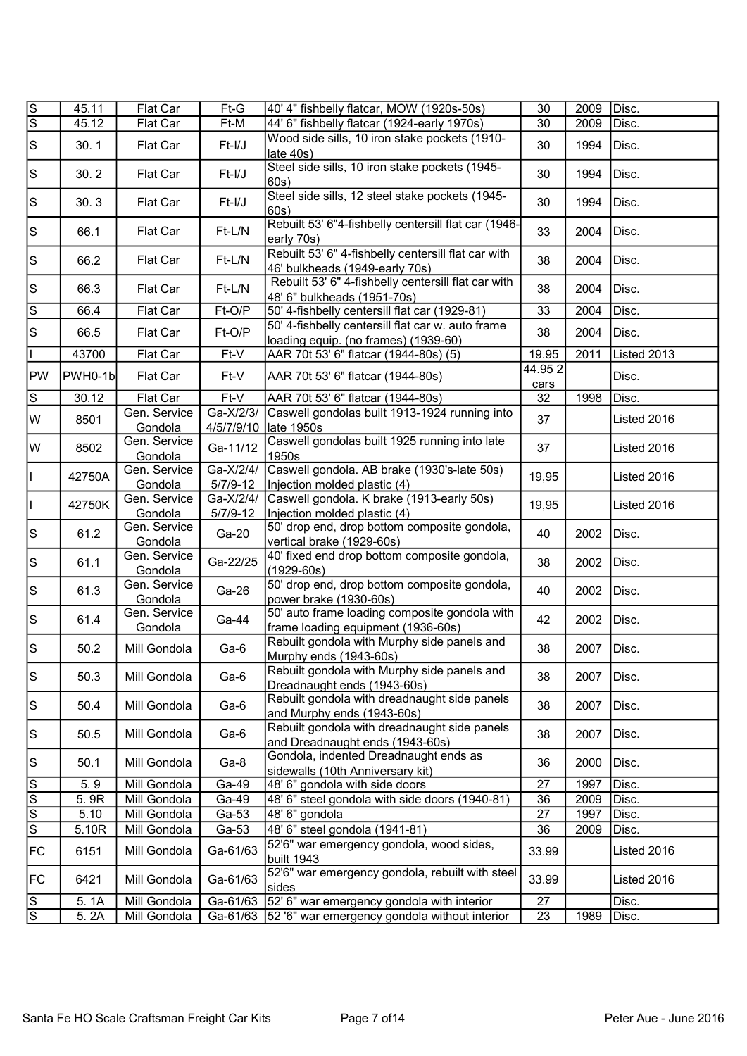| | | | | | | | |
|---|---|---|---|---|---|---|---|
| S | 45.11 | Flat Car | Ft-G | 40' 4" fishbelly flatcar, MOW (1920s-50s) | 30 | 2009 | Disc. |
| S | 45.12 | Flat Car | Ft-M | 44' 6" fishbelly flatcar (1924-early 1970s) | 30 | 2009 | Disc. |
| S | 30. 1 | Flat Car | Ft-I/J | Wood side sills, 10 iron stake pockets (1910-late 40s) | 30 | 1994 | Disc. |
| S | 30. 2 | Flat Car | Ft-I/J | Steel side sills, 10 iron stake pockets (1945-60s) | 30 | 1994 | Disc. |
| S | 30. 3 | Flat Car | Ft-I/J | Steel side sills, 12 steel stake pockets (1945-60s) | 30 | 1994 | Disc. |
| S | 66.1 | Flat Car | Ft-L/N | Rebuilt 53' 6"4-fishbelly centersill flat car (1946-early 70s) | 33 | 2004 | Disc. |
| S | 66.2 | Flat Car | Ft-L/N | Rebuilt 53' 6" 4-fishbelly centersill flat car with 46' bulkheads (1949-early 70s) | 38 | 2004 | Disc. |
| S | 66.3 | Flat Car | Ft-L/N | Rebuilt 53' 6" 4-fishbelly centersill flat car with 48' 6" bulkheads (1951-70s) | 38 | 2004 | Disc. |
| S | 66.4 | Flat Car | Ft-O/P | 50' 4-fishbelly centersill flat car (1929-81) | 33 | 2004 | Disc. |
| S | 66.5 | Flat Car | Ft-O/P | 50' 4-fishbelly centersill flat car w. auto frame loading equip. (no frames) (1939-60) | 38 | 2004 | Disc. |
| I | 43700 | Flat Car | Ft-V | AAR 70t 53' 6" flatcar (1944-80s) (5) | 19.95 | 2011 | Listed 2013 |
| PW | PWH0-1b | Flat Car | Ft-V | AAR 70t 53' 6" flatcar (1944-80s) | 44.95 2 cars | | Disc. |
| S | 30.12 | Flat Car | Ft-V | AAR 70t 53' 6" flatcar (1944-80s) | 32 | 1998 | Disc. |
| W | 8501 | Gen. Service Gondola | Ga-X/2/3/4/5/7/9/10 | Caswell gondolas built 1913-1924 running into late 1950s | 37 | | Listed 2016 |
| W | 8502 | Gen. Service Gondola | Ga-11/12 | Caswell gondolas built 1925 running into late 1950s | 37 | | Listed 2016 |
| I | 42750A | Gen. Service Gondola | Ga-X/2/4/5/7/9-12 | Caswell gondola. AB brake (1930's-late 50s) Injection molded plastic (4) | 19,95 | | Listed 2016 |
| I | 42750K | Gen. Service Gondola | Ga-X/2/4/5/7/9-12 | Caswell gondola. K brake (1913-early 50s) Injection molded plastic (4) | 19,95 | | Listed 2016 |
| S | 61.2 | Gen. Service Gondola | Ga-20 | 50' drop end, drop bottom composite gondola, vertical brake (1929-60s) | 40 | 2002 | Disc. |
| S | 61.1 | Gen. Service Gondola | Ga-22/25 | 40' fixed end drop bottom composite gondola, (1929-60s) | 38 | 2002 | Disc. |
| S | 61.3 | Gen. Service Gondola | Ga-26 | 50' drop end, drop bottom composite gondola, power brake (1930-60s) | 40 | 2002 | Disc. |
| S | 61.4 | Gen. Service Gondola | Ga-44 | 50' auto frame loading composite gondola with frame loading equipment (1936-60s) | 42 | 2002 | Disc. |
| S | 50.2 | Mill Gondola | Ga-6 | Rebuilt gondola with Murphy side panels and Murphy ends (1943-60s) | 38 | 2007 | Disc. |
| S | 50.3 | Mill Gondola | Ga-6 | Rebuilt gondola with Murphy side panels and Dreadnaught ends (1943-60s) | 38 | 2007 | Disc. |
| S | 50.4 | Mill Gondola | Ga-6 | Rebuilt gondola with dreadnaught side panels and Murphy ends (1943-60s) | 38 | 2007 | Disc. |
| S | 50.5 | Mill Gondola | Ga-6 | Rebuilt gondola with dreadnaught side panels and Dreadnaught ends (1943-60s) | 38 | 2007 | Disc. |
| S | 50.1 | Mill Gondola | Ga-8 | Gondola, indented Dreadnaught ends as sidewalls (10th Anniversary kit) | 36 | 2000 | Disc. |
| S | 5. 9 | Mill Gondola | Ga-49 | 48' 6" gondola with side doors | 27 | 1997 | Disc. |
| S | 5. 9R | Mill Gondola | Ga-49 | 48' 6" steel gondola with side doors (1940-81) | 36 | 2009 | Disc. |
| S | 5.10 | Mill Gondola | Ga-53 | 48' 6" gondola | 27 | 1997 | Disc. |
| S | 5.10R | Mill Gondola | Ga-53 | 48' 6" steel gondola (1941-81) | 36 | 2009 | Disc. |
| FC | 6151 | Mill Gondola | Ga-61/63 | 52'6" war emergency gondola, wood sides, built 1943 | 33.99 | | Listed 2016 |
| FC | 6421 | Mill Gondola | Ga-61/63 | 52'6" war emergency gondola, rebuilt with steel sides | 33.99 | | Listed 2016 |
| S | 5. 1A | Mill Gondola | Ga-61/63 | 52' 6" war emergency gondola with interior | 27 | | Disc. |
| S | 5. 2A | Mill Gondola | Ga-61/63 | 52 '6" war emergency gondola without interior | 23 | 1989 | Disc. |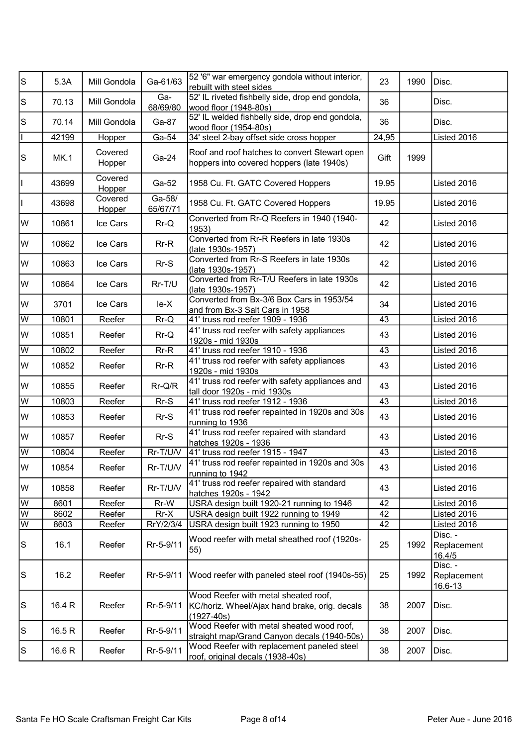| | | | | | | | |
|---|---|---|---|---|---|---|---|
| S | 5.3A | Mill Gondola | Ga-61/63 | 52 '6" war emergency gondola without interior, rebuilt with steel sides | 23 | 1990 | Disc. |
| S | 70.13 | Mill Gondola | Ga-68/69/80 | 52' IL riveted fishbelly side, drop end gondola, wood floor (1948-80s) | 36 | | Disc. |
| S | 70.14 | Mill Gondola | Ga-87 | 52' IL welded fishbelly side, drop end gondola, wood floor (1954-80s) | 36 | | Disc. |
| I | 42199 | Hopper | Ga-54 | 34' steel 2-bay offset side cross hopper | 24,95 | | Listed 2016 |
| S | MK.1 | Covered Hopper | Ga-24 | Roof and roof hatches to convert Stewart open hoppers into covered hoppers (late 1940s) | Gift | 1999 | |
| I | 43699 | Covered Hopper | Ga-52 | 1958 Cu. Ft. GATC Covered Hoppers | 19.95 | | Listed 2016 |
| I | 43698 | Covered Hopper | Ga-58/ 65/67/71 | 1958 Cu. Ft. GATC Covered Hoppers | 19.95 | | Listed 2016 |
| W | 10861 | Ice Cars | Rr-Q | Converted from Rr-Q Reefers in 1940 (1940-1953) | 42 | | Listed 2016 |
| W | 10862 | Ice Cars | Rr-R | Converted from Rr-R Reefers in late 1930s (late 1930s-1957) | 42 | | Listed 2016 |
| W | 10863 | Ice Cars | Rr-S | Converted from Rr-S Reefers in late 1930s (late 1930s-1957) | 42 | | Listed 2016 |
| W | 10864 | Ice Cars | Rr-T/U | Converted from Rr-T/U Reefers in late 1930s (late 1930s-1957) | 42 | | Listed 2016 |
| W | 3701 | Ice Cars | Ie-X | Converted from Bx-3/6 Box Cars in 1953/54 and from Bx-3 Salt Cars in 1958 | 34 | | Listed 2016 |
| W | 10801 | Reefer | Rr-Q | 41' truss rod reefer 1909 - 1936 | 43 | | Listed 2016 |
| W | 10851 | Reefer | Rr-Q | 41' truss rod reefer with safety appliances 1920s - mid 1930s | 43 | | Listed 2016 |
| W | 10802 | Reefer | Rr-R | 41' truss rod reefer 1910 - 1936 | 43 | | Listed 2016 |
| W | 10852 | Reefer | Rr-R | 41' truss rod reefer with safety appliances 1920s - mid 1930s | 43 | | Listed 2016 |
| W | 10855 | Reefer | Rr-Q/R | 41' truss rod reefer with safety appliances and tall door 1920s - mid 1930s | 43 | | Listed 2016 |
| W | 10803 | Reefer | Rr-S | 41' truss rod reefer 1912 - 1936 | 43 | | Listed 2016 |
| W | 10853 | Reefer | Rr-S | 41' truss rod reefer repainted in 1920s and 30s running to 1936 | 43 | | Listed 2016 |
| W | 10857 | Reefer | Rr-S | 41' truss rod reefer repaired with standard hatches 1920s - 1936 | 43 | | Listed 2016 |
| W | 10804 | Reefer | Rr-T/U/V | 41' truss rod reefer 1915 - 1947 | 43 | | Listed 2016 |
| W | 10854 | Reefer | Rr-T/U/V | 41' truss rod reefer repainted in 1920s and 30s running to 1942 | 43 | | Listed 2016 |
| W | 10858 | Reefer | Rr-T/U/V | 41' truss rod reefer repaired with standard hatches 1920s - 1942 | 43 | | Listed 2016 |
| W | 8601 | Reefer | Rr-W | USRA design built 1920-21 running to 1946 | 42 | | Listed 2016 |
| W | 8602 | Reefer | Rr-X | USRA design built 1922 running to 1949 | 42 | | Listed 2016 |
| W | 8603 | Reefer | RrY/2/3/4 | USRA design built 1923 running to 1950 | 42 | | Listed 2016 |
| S | 16.1 | Reefer | Rr-5-9/11 | Wood reefer with metal sheathed roof (1920s-55) | 25 | 1992 | Disc. - Replacement 16.4/5 |
| S | 16.2 | Reefer | Rr-5-9/11 | Wood reefer with paneled steel roof (1940s-55) | 25 | 1992 | Disc. - Replacement 16.6-13 |
| S | 16.4 R | Reefer | Rr-5-9/11 | Wood Reefer with metal sheated roof, KC/horiz. Wheel/Ajax hand brake, orig. decals (1927-40s) | 38 | 2007 | Disc. |
| S | 16.5 R | Reefer | Rr-5-9/11 | Wood Reefer with metal sheated wood roof, straight map/Grand Canyon decals (1940-50s) | 38 | 2007 | Disc. |
| S | 16.6 R | Reefer | Rr-5-9/11 | Wood Reefer with replacement paneled steel roof, original decals (1938-40s) | 38 | 2007 | Disc. |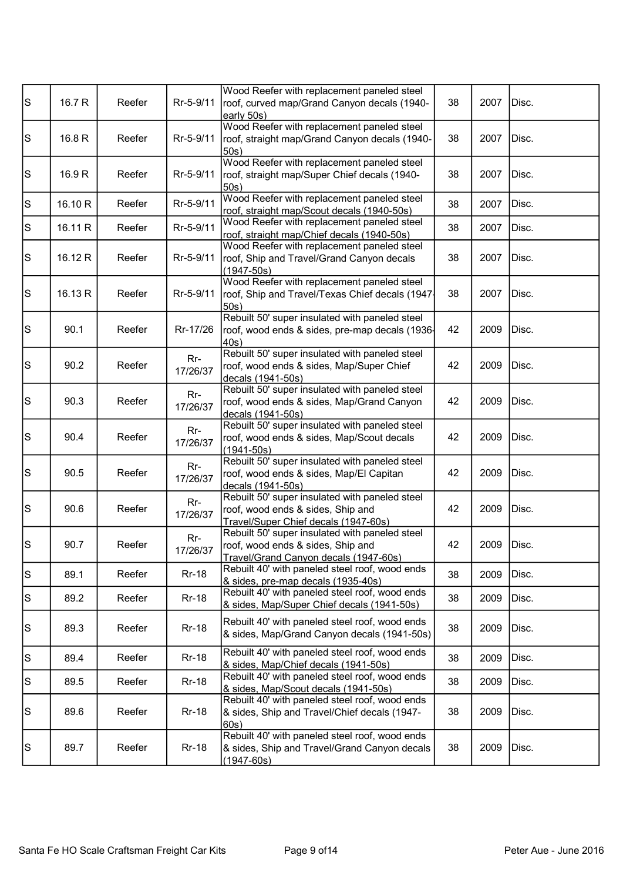| | | | | | | | |
|---|---|---|---|---|---|---|---|
| S | 16.7 R | Reefer | Rr-5-9/11 | Wood Reefer with replacement paneled steel roof, curved map/Grand Canyon decals (1940-early 50s) | 38 | 2007 | Disc. |
| S | 16.8 R | Reefer | Rr-5-9/11 | Wood Reefer with replacement paneled steel roof, straight map/Grand Canyon decals (1940-50s) | 38 | 2007 | Disc. |
| S | 16.9 R | Reefer | Rr-5-9/11 | Wood Reefer with replacement paneled steel roof, straight map/Super Chief decals (1940-50s) | 38 | 2007 | Disc. |
| S | 16.10 R | Reefer | Rr-5-9/11 | Wood Reefer with replacement paneled steel roof, straight map/Scout decals (1940-50s) | 38 | 2007 | Disc. |
| S | 16.11 R | Reefer | Rr-5-9/11 | Wood Reefer with replacement paneled steel roof, straight map/Chief decals (1940-50s) | 38 | 2007 | Disc. |
| S | 16.12 R | Reefer | Rr-5-9/11 | Wood Reefer with replacement paneled steel roof, Ship and Travel/Grand Canyon decals (1947-50s) | 38 | 2007 | Disc. |
| S | 16.13 R | Reefer | Rr-5-9/11 | Wood Reefer with replacement paneled steel roof, Ship and Travel/Texas Chief decals (1947-50s) | 38 | 2007 | Disc. |
| S | 90.1 | Reefer | Rr-17/26 | Rebuilt 50' super insulated with paneled steel roof, wood ends & sides, pre-map decals (1936-40s) | 42 | 2009 | Disc. |
| S | 90.2 | Reefer | Rr-17/26/37 | Rebuilt 50' super insulated with paneled steel roof, wood ends & sides, Map/Super Chief decals (1941-50s) | 42 | 2009 | Disc. |
| S | 90.3 | Reefer | Rr-17/26/37 | Rebuilt 50' super insulated with paneled steel roof, wood ends & sides, Map/Grand Canyon decals (1941-50s) | 42 | 2009 | Disc. |
| S | 90.4 | Reefer | Rr-17/26/37 | Rebuilt 50' super insulated with paneled steel roof, wood ends & sides, Map/Scout decals (1941-50s) | 42 | 2009 | Disc. |
| S | 90.5 | Reefer | Rr-17/26/37 | Rebuilt 50' super insulated with paneled steel roof, wood ends & sides, Map/El Capitan decals (1941-50s) | 42 | 2009 | Disc. |
| S | 90.6 | Reefer | Rr-17/26/37 | Rebuilt 50' super insulated with paneled steel roof, wood ends & sides, Ship and Travel/Super Chief decals (1947-60s) | 42 | 2009 | Disc. |
| S | 90.7 | Reefer | Rr-17/26/37 | Rebuilt 50' super insulated with paneled steel roof, wood ends & sides, Ship and Travel/Grand Canyon decals (1947-60s) | 42 | 2009 | Disc. |
| S | 89.1 | Reefer | Rr-18 | Rebuilt 40' with paneled steel roof, wood ends & sides, pre-map decals (1935-40s) | 38 | 2009 | Disc. |
| S | 89.2 | Reefer | Rr-18 | Rebuilt 40' with paneled steel roof, wood ends & sides, Map/Super Chief decals (1941-50s) | 38 | 2009 | Disc. |
| S | 89.3 | Reefer | Rr-18 | Rebuilt 40' with paneled steel roof, wood ends & sides, Map/Grand Canyon decals (1941-50s) | 38 | 2009 | Disc. |
| S | 89.4 | Reefer | Rr-18 | Rebuilt 40' with paneled steel roof, wood ends & sides, Map/Chief decals (1941-50s) | 38 | 2009 | Disc. |
| S | 89.5 | Reefer | Rr-18 | Rebuilt 40' with paneled steel roof, wood ends & sides, Map/Scout decals (1941-50s) | 38 | 2009 | Disc. |
| S | 89.6 | Reefer | Rr-18 | Rebuilt 40' with paneled steel roof, wood ends & sides, Ship and Travel/Chief decals (1947-60s) | 38 | 2009 | Disc. |
| S | 89.7 | Reefer | Rr-18 | Rebuilt 40' with paneled steel roof, wood ends & sides, Ship and Travel/Grand Canyon decals (1947-60s) | 38 | 2009 | Disc. |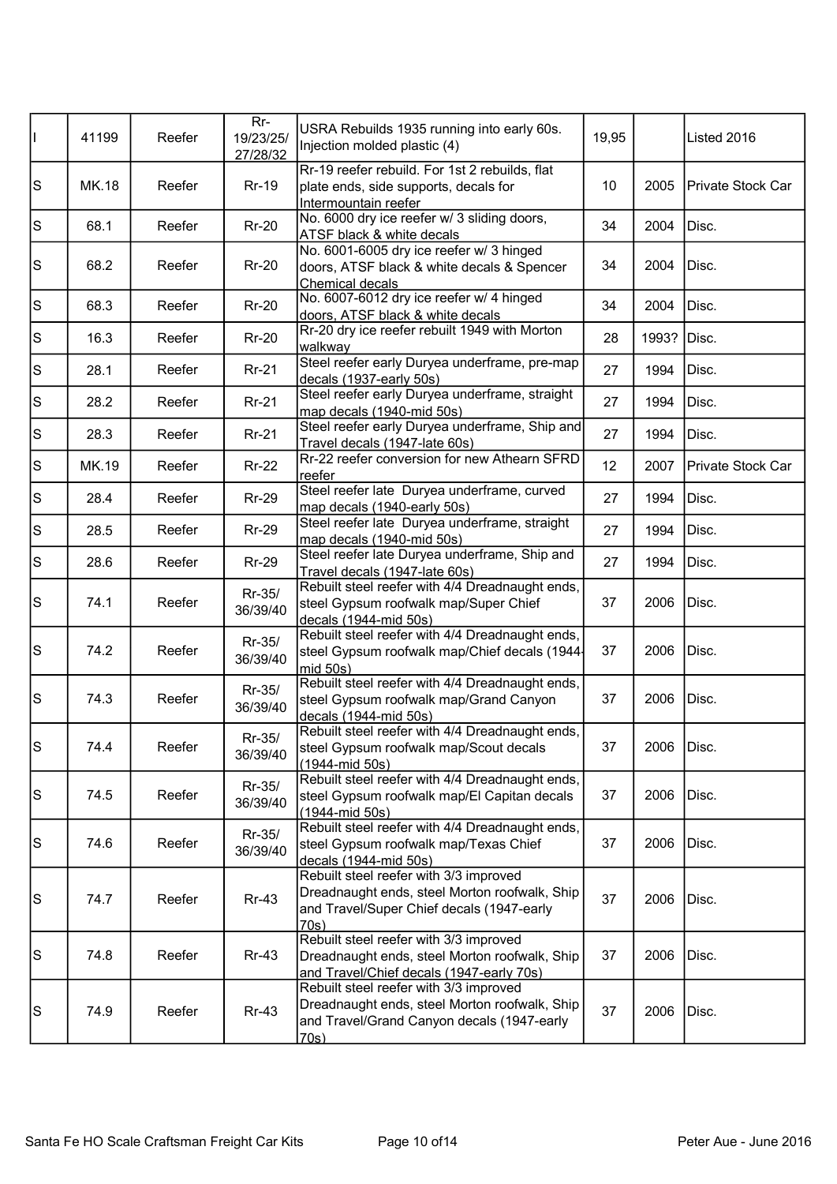| | | | | | | | |
|---|---|---|---|---|---|---|---|
| I | 41199 | Reefer | Rr-19/23/25/27/28/32 | USRA Rebuilds 1935 running into early 60s. Injection molded plastic (4) | 19,95 | | Listed 2016 |
| S | MK.18 | Reefer | Rr-19 | Rr-19 reefer rebuild. For 1st 2 rebuilds, flat plate ends, side supports, decals for Intermountain reefer | 10 | 2005 | Private Stock Car |
| S | 68.1 | Reefer | Rr-20 | No. 6000 dry ice reefer w/ 3 sliding doors, ATSF black & white decals | 34 | 2004 | Disc. |
| S | 68.2 | Reefer | Rr-20 | No. 6001-6005 dry ice reefer w/ 3 hinged doors, ATSF black & white decals & Spencer Chemical decals | 34 | 2004 | Disc. |
| S | 68.3 | Reefer | Rr-20 | No. 6007-6012 dry ice reefer w/ 4 hinged doors, ATSF black & white decals | 34 | 2004 | Disc. |
| S | 16.3 | Reefer | Rr-20 | Rr-20 dry ice reefer rebuilt 1949 with Morton walkway | 28 | 1993? | Disc. |
| S | 28.1 | Reefer | Rr-21 | Steel reefer early Duryea underframe, pre-map decals (1937-early 50s) | 27 | 1994 | Disc. |
| S | 28.2 | Reefer | Rr-21 | Steel reefer early Duryea underframe, straight map decals (1940-mid 50s) | 27 | 1994 | Disc. |
| S | 28.3 | Reefer | Rr-21 | Steel reefer early Duryea underframe, Ship and Travel decals (1947-late 60s) | 27 | 1994 | Disc. |
| S | MK.19 | Reefer | Rr-22 | Rr-22 reefer conversion for new Athearn SFRD reefer | 12 | 2007 | Private Stock Car |
| S | 28.4 | Reefer | Rr-29 | Steel reefer late Duryea underframe, curved map decals (1940-early 50s) | 27 | 1994 | Disc. |
| S | 28.5 | Reefer | Rr-29 | Steel reefer late Duryea underframe, straight map decals (1940-mid 50s) | 27 | 1994 | Disc. |
| S | 28.6 | Reefer | Rr-29 | Steel reefer late Duryea underframe, Ship and Travel decals (1947-late 60s) | 27 | 1994 | Disc. |
| S | 74.1 | Reefer | Rr-35/36/39/40 | Rebuilt steel reefer with 4/4 Dreadnaught ends, steel Gypsum roofwalk map/Super Chief decals (1944-mid 50s) | 37 | 2006 | Disc. |
| S | 74.2 | Reefer | Rr-35/36/39/40 | Rebuilt steel reefer with 4/4 Dreadnaught ends, steel Gypsum roofwalk map/Chief decals (1944-mid 50s) | 37 | 2006 | Disc. |
| S | 74.3 | Reefer | Rr-35/36/39/40 | Rebuilt steel reefer with 4/4 Dreadnaught ends, steel Gypsum roofwalk map/Grand Canyon decals (1944-mid 50s) | 37 | 2006 | Disc. |
| S | 74.4 | Reefer | Rr-35/36/39/40 | Rebuilt steel reefer with 4/4 Dreadnaught ends, steel Gypsum roofwalk map/Scout decals (1944-mid 50s) | 37 | 2006 | Disc. |
| S | 74.5 | Reefer | Rr-35/36/39/40 | Rebuilt steel reefer with 4/4 Dreadnaught ends, steel Gypsum roofwalk map/El Capitan decals (1944-mid 50s) | 37 | 2006 | Disc. |
| S | 74.6 | Reefer | Rr-35/36/39/40 | Rebuilt steel reefer with 4/4 Dreadnaught ends, steel Gypsum roofwalk map/Texas Chief decals (1944-mid 50s) | 37 | 2006 | Disc. |
| S | 74.7 | Reefer | Rr-43 | Rebuilt steel reefer with 3/3 improved Dreadnaught ends, steel Morton roofwalk, Ship and Travel/Super Chief decals (1947-early 70s) | 37 | 2006 | Disc. |
| S | 74.8 | Reefer | Rr-43 | Rebuilt steel reefer with 3/3 improved Dreadnaught ends, steel Morton roofwalk, Ship and Travel/Chief decals (1947-early 70s) | 37 | 2006 | Disc. |
| S | 74.9 | Reefer | Rr-43 | Rebuilt steel reefer with 3/3 improved Dreadnaught ends, steel Morton roofwalk, Ship and Travel/Grand Canyon decals (1947-early 70s) | 37 | 2006 | Disc. |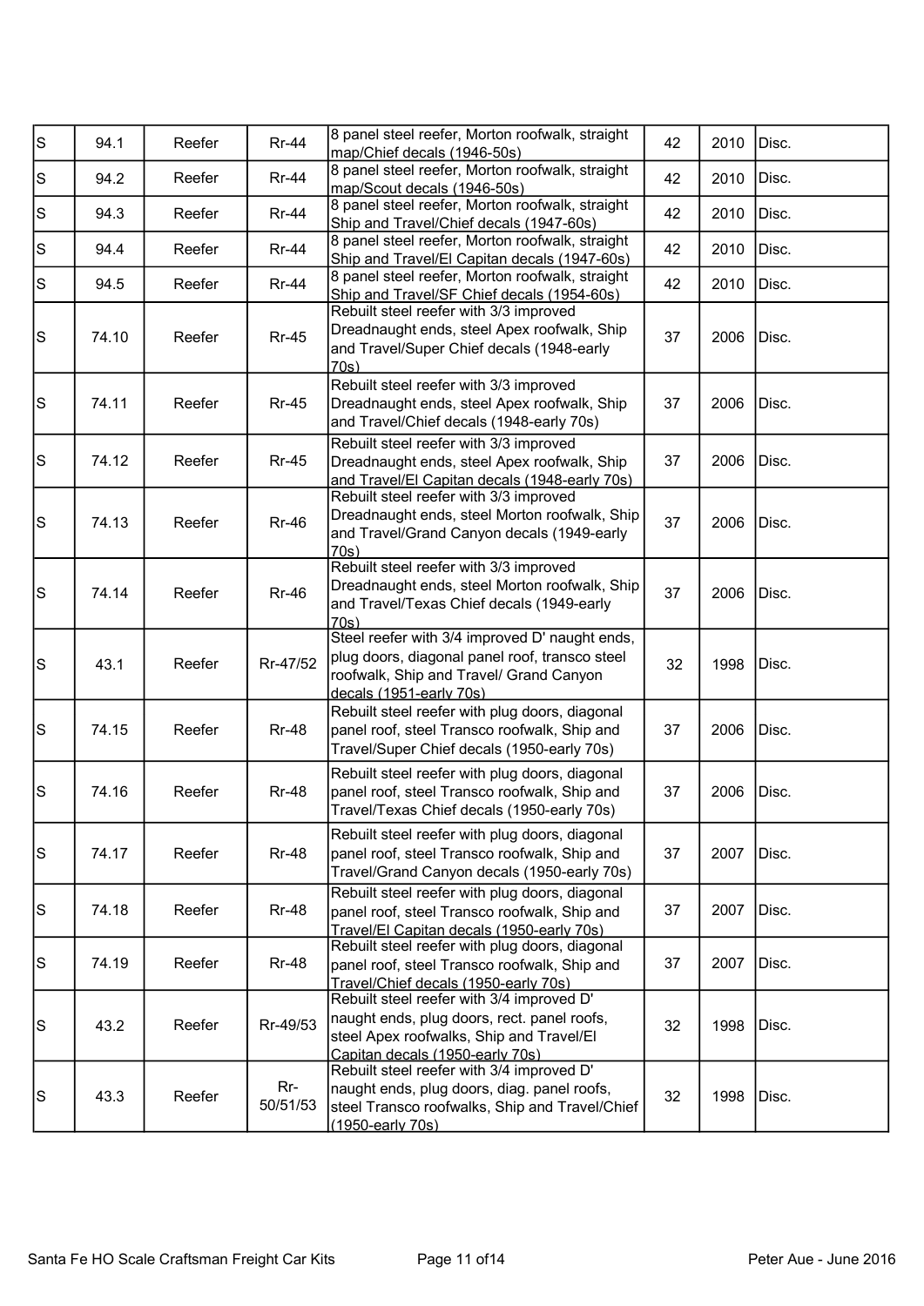| | | | | | | | |
|---|---|---|---|---|---|---|---|
| S | 94.1 | Reefer | Rr-44 | 8 panel steel reefer, Morton roofwalk, straight map/Chief decals (1946-50s) | 42 | 2010 | Disc. |
| S | 94.2 | Reefer | Rr-44 | 8 panel steel reefer, Morton roofwalk, straight map/Scout decals (1946-50s) | 42 | 2010 | Disc. |
| S | 94.3 | Reefer | Rr-44 | 8 panel steel reefer, Morton roofwalk, straight Ship and Travel/Chief decals (1947-60s) | 42 | 2010 | Disc. |
| S | 94.4 | Reefer | Rr-44 | 8 panel steel reefer, Morton roofwalk, straight Ship and Travel/El Capitan decals (1947-60s) | 42 | 2010 | Disc. |
| S | 94.5 | Reefer | Rr-44 | 8 panel steel reefer, Morton roofwalk, straight Ship and Travel/SF Chief decals (1954-60s) | 42 | 2010 | Disc. |
| S | 74.10 | Reefer | Rr-45 | Rebuilt steel reefer with 3/3 improved Dreadnaught ends, steel Apex roofwalk, Ship and Travel/Super Chief decals (1948-early 70s) | 37 | 2006 | Disc. |
| S | 74.11 | Reefer | Rr-45 | Rebuilt steel reefer with 3/3 improved Dreadnaught ends, steel Apex roofwalk, Ship and Travel/Chief decals (1948-early 70s) | 37 | 2006 | Disc. |
| S | 74.12 | Reefer | Rr-45 | Rebuilt steel reefer with 3/3 improved Dreadnaught ends, steel Apex roofwalk, Ship and Travel/El Capitan decals (1948-early 70s) | 37 | 2006 | Disc. |
| S | 74.13 | Reefer | Rr-46 | Rebuilt steel reefer with 3/3 improved Dreadnaught ends, steel Morton roofwalk, Ship and Travel/Grand Canyon decals (1949-early 70s) | 37 | 2006 | Disc. |
| S | 74.14 | Reefer | Rr-46 | Rebuilt steel reefer with 3/3 improved Dreadnaught ends, steel Morton roofwalk, Ship and Travel/Texas Chief decals (1949-early 70s) | 37 | 2006 | Disc. |
| S | 43.1 | Reefer | Rr-47/52 | Steel reefer with 3/4 improved D' naught ends, plug doors, diagonal panel roof, transco steel roofwalk, Ship and Travel/ Grand Canyon decals (1951-early 70s) | 32 | 1998 | Disc. |
| S | 74.15 | Reefer | Rr-48 | Rebuilt steel reefer with plug doors, diagonal panel roof, steel Transco roofwalk, Ship and Travel/Super Chief decals (1950-early 70s) | 37 | 2006 | Disc. |
| S | 74.16 | Reefer | Rr-48 | Rebuilt steel reefer with plug doors, diagonal panel roof, steel Transco roofwalk, Ship and Travel/Texas Chief decals (1950-early 70s) | 37 | 2006 | Disc. |
| S | 74.17 | Reefer | Rr-48 | Rebuilt steel reefer with plug doors, diagonal panel roof, steel Transco roofwalk, Ship and Travel/Grand Canyon decals (1950-early 70s) | 37 | 2007 | Disc. |
| S | 74.18 | Reefer | Rr-48 | Rebuilt steel reefer with plug doors, diagonal panel roof, steel Transco roofwalk, Ship and Travel/El Capitan decals (1950-early 70s) | 37 | 2007 | Disc. |
| S | 74.19 | Reefer | Rr-48 | Rebuilt steel reefer with plug doors, diagonal panel roof, steel Transco roofwalk, Ship and Travel/Chief decals (1950-early 70s) | 37 | 2007 | Disc. |
| S | 43.2 | Reefer | Rr-49/53 | Rebuilt steel reefer with 3/4 improved D' naught ends, plug doors, rect. panel roofs, steel Apex roofwalks, Ship and Travel/El Capitan decals (1950-early 70s) | 32 | 1998 | Disc. |
| S | 43.3 | Reefer | Rr-50/51/53 | Rebuilt steel reefer with 3/4 improved D' naught ends, plug doors, diag. panel roofs, steel Transco roofwalks, Ship and Travel/Chief (1950-early 70s) | 32 | 1998 | Disc. |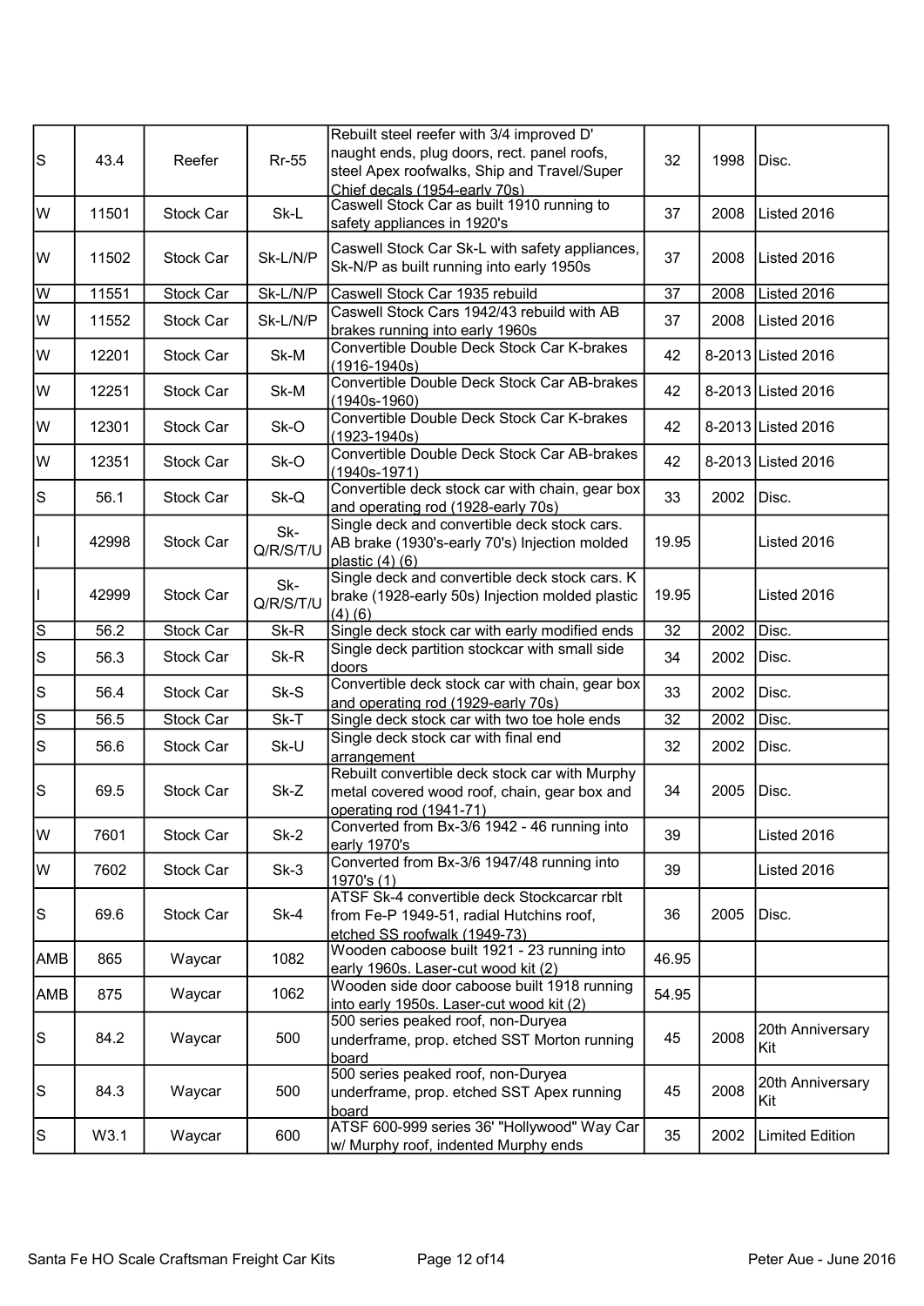| | | | | | | | |
|---|---|---|---|---|---|---|---|
| S | 43.4 | Reefer | Rr-55 | Rebuilt steel reefer with 3/4 improved D' naught ends, plug doors, rect. panel roofs, steel Apex roofwalks, Ship and Travel/Super Chief decals (1954-early 70s) | 32 | 1998 | Disc. |
| W | 11501 | Stock Car | Sk-L | Caswell Stock Car as built 1910 running to safety appliances in 1920's | 37 | 2008 | Listed 2016 |
| W | 11502 | Stock Car | Sk-L/N/P | Caswell Stock Car Sk-L with safety appliances, Sk-N/P as built running into early 1950s | 37 | 2008 | Listed 2016 |
| W | 11551 | Stock Car | Sk-L/N/P | Caswell Stock Car 1935 rebuild | 37 | 2008 | Listed 2016 |
| W | 11552 | Stock Car | Sk-L/N/P | Caswell Stock Cars 1942/43 rebuild with AB brakes running into early 1960s | 37 | 2008 | Listed 2016 |
| W | 12201 | Stock Car | Sk-M | Convertible Double Deck Stock Car K-brakes (1916-1940s) | 42 | 8-2013 | Listed 2016 |
| W | 12251 | Stock Car | Sk-M | Convertible Double Deck Stock Car AB-brakes (1940s-1960) | 42 | 8-2013 | Listed 2016 |
| W | 12301 | Stock Car | Sk-O | Convertible Double Deck Stock Car K-brakes (1923-1940s) | 42 | 8-2013 | Listed 2016 |
| W | 12351 | Stock Car | Sk-O | Convertible Double Deck Stock Car AB-brakes (1940s-1971) | 42 | 8-2013 | Listed 2016 |
| S | 56.1 | Stock Car | Sk-Q | Convertible deck stock car with chain, gear box and operating rod (1928-early 70s) | 33 | 2002 | Disc. |
| I | 42998 | Stock Car | Sk-Q/R/S/T/U | Single deck and convertible deck stock cars. AB brake (1930's-early 70's) Injection molded plastic (4) (6) | 19.95 | | Listed 2016 |
| I | 42999 | Stock Car | Sk-Q/R/S/T/U | Single deck and convertible deck stock cars. K brake (1928-early 50s) Injection molded plastic (4) (6) | 19.95 | | Listed 2016 |
| S | 56.2 | Stock Car | Sk-R | Single deck stock car with early modified ends | 32 | 2002 | Disc. |
| S | 56.3 | Stock Car | Sk-R | Single deck partition stockcar with small side doors | 34 | 2002 | Disc. |
| S | 56.4 | Stock Car | Sk-S | Convertible deck stock car with chain, gear box and operating rod (1929-early 70s) | 33 | 2002 | Disc. |
| S | 56.5 | Stock Car | Sk-T | Single deck stock car with two toe hole ends | 32 | 2002 | Disc. |
| S | 56.6 | Stock Car | Sk-U | Single deck stock car with final end arrangement | 32 | 2002 | Disc. |
| S | 69.5 | Stock Car | Sk-Z | Rebuilt convertible deck stock car with Murphy metal covered wood roof, chain, gear box and operating rod (1941-71) | 34 | 2005 | Disc. |
| W | 7601 | Stock Car | Sk-2 | Converted from Bx-3/6 1942 - 46 running into early 1970's | 39 | | Listed 2016 |
| W | 7602 | Stock Car | Sk-3 | Converted from Bx-3/6 1947/48 running into 1970's (1) | 39 | | Listed 2016 |
| S | 69.6 | Stock Car | Sk-4 | ATSF Sk-4 convertible deck Stockcarcar rblt from Fe-P 1949-51, radial Hutchins roof, etched SS roofwalk (1949-73) | 36 | 2005 | Disc. |
| AMB | 865 | Waycar | 1082 | Wooden caboose built 1921 - 23 running into early 1960s. Laser-cut wood kit (2) | 46.95 | | |
| AMB | 875 | Waycar | 1062 | Wooden side door caboose built 1918 running into early 1950s. Laser-cut wood kit (2) | 54.95 | | |
| S | 84.2 | Waycar | 500 | 500 series peaked roof, non-Duryea underframe, prop. etched SST Morton running board | 45 | 2008 | 20th Anniversary Kit |
| S | 84.3 | Waycar | 500 | 500 series peaked roof, non-Duryea underframe, prop. etched SST Apex running board | 45 | 2008 | 20th Anniversary Kit |
| S | W3.1 | Waycar | 600 | ATSF 600-999 series 36' "Hollywood" Way Car w/ Murphy roof, indented Murphy ends | 35 | 2002 | Limited Edition |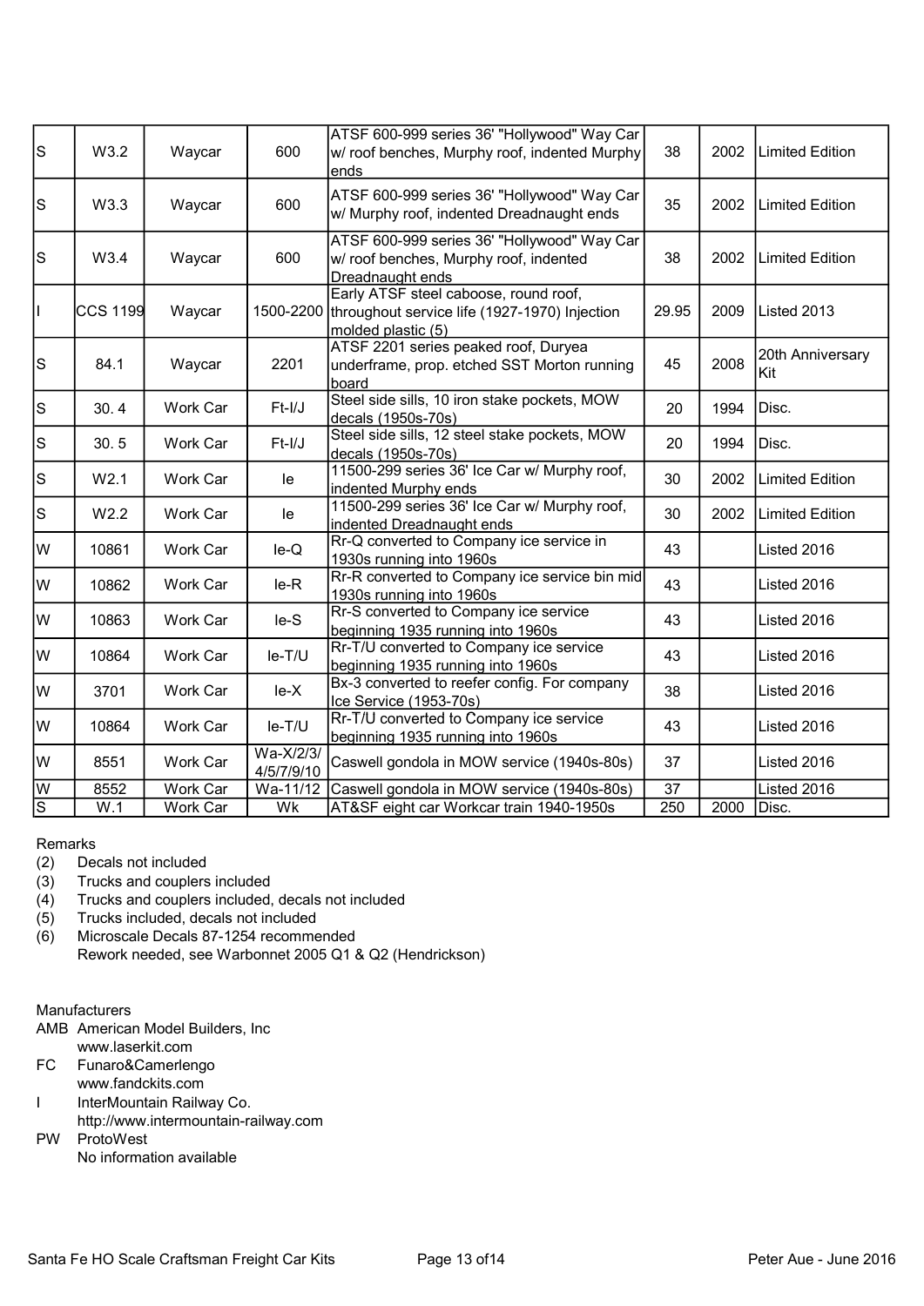| | | | | | | | |
|---|---|---|---|---|---|---|---|
| S | W3.2 | Waycar | 600 | ATSF 600-999 series 36' "Hollywood" Way Car w/ roof benches, Murphy roof, indented Murphy ends | 38 | 2002 | Limited Edition |
| S | W3.3 | Waycar | 600 | ATSF 600-999 series 36' "Hollywood" Way Car w/ Murphy roof, indented Dreadnaught ends | 35 | 2002 | Limited Edition |
| S | W3.4 | Waycar | 600 | ATSF 600-999 series 36' "Hollywood" Way Car w/ roof benches, Murphy roof, indented Dreadnaught ends | 38 | 2002 | Limited Edition |
| I | CCS 1199 | Waycar | 1500-2200 | Early ATSF steel caboose, round roof, throughout service life (1927-1970) Injection molded plastic (5) | 29.95 | 2009 | Listed 2013 |
| S | 84.1 | Waycar | 2201 | ATSF 2201 series peaked roof, Duryea underframe, prop. etched SST Morton running board | 45 | 2008 | 20th Anniversary Kit |
| S | 30. 4 | Work Car | Ft-I/J | Steel side sills, 10 iron stake pockets, MOW decals (1950s-70s) | 20 | 1994 | Disc. |
| S | 30. 5 | Work Car | Ft-I/J | Steel side sills, 12 steel stake pockets, MOW decals (1950s-70s) | 20 | 1994 | Disc. |
| S | W2.1 | Work Car | Ie | 11500-299 series 36' Ice Car w/ Murphy roof, indented Murphy ends | 30 | 2002 | Limited Edition |
| S | W2.2 | Work Car | Ie | 11500-299 series 36' Ice Car w/ Murphy roof, indented Dreadnaught ends | 30 | 2002 | Limited Edition |
| W | 10861 | Work Car | Ie-Q | Rr-Q converted to Company ice service in 1930s running into 1960s | 43 | | Listed 2016 |
| W | 10862 | Work Car | Ie-R | Rr-R converted to Company ice service bin mid 1930s running into 1960s | 43 | | Listed 2016 |
| W | 10863 | Work Car | Ie-S | Rr-S converted to Company ice service beginning 1935 running into 1960s | 43 | | Listed 2016 |
| W | 10864 | Work Car | Ie-T/U | Rr-T/U converted to Company ice service beginning 1935 running into 1960s | 43 | | Listed 2016 |
| W | 3701 | Work Car | Ie-X | Bx-3 converted to reefer config. For company Ice Service (1953-70s) | 38 | | Listed 2016 |
| W | 10864 | Work Car | Ie-T/U | Rr-T/U converted to Company ice service beginning 1935 running into 1960s | 43 | | Listed 2016 |
| W | 8551 | Work Car | Wa-X/2/3/ 4/5/7/9/10 | Caswell gondola in MOW service (1940s-80s) | 37 | | Listed 2016 |
| W | 8552 | Work Car | Wa-11/12 | Caswell gondola in MOW service (1940s-80s) | 37 | | Listed 2016 |
| S | W.1 | Work Car | Wk | AT&SF eight car Workcar train 1940-1950s | 250 | 2000 | Disc. |

Remarks

- (2) Decals not included
- (3) Trucks and couplers included
- (4) Trucks and couplers included, decals not included
- (5) Trucks included, decals not included
- (6) Microscale Decals 87-1254 recommended
  Rework needed, see Warbonnet 2005 Q1 & Q2 (Hendrickson)

Manufacturers

- AMB American Model Builders, Inc
  www.laserkit.com
- FC Funaro&Camerlengo
  www.fandckits.com
- I InterMountain Railway Co.
  http://www.intermountain-railway.com
- PW ProtoWest
  No information available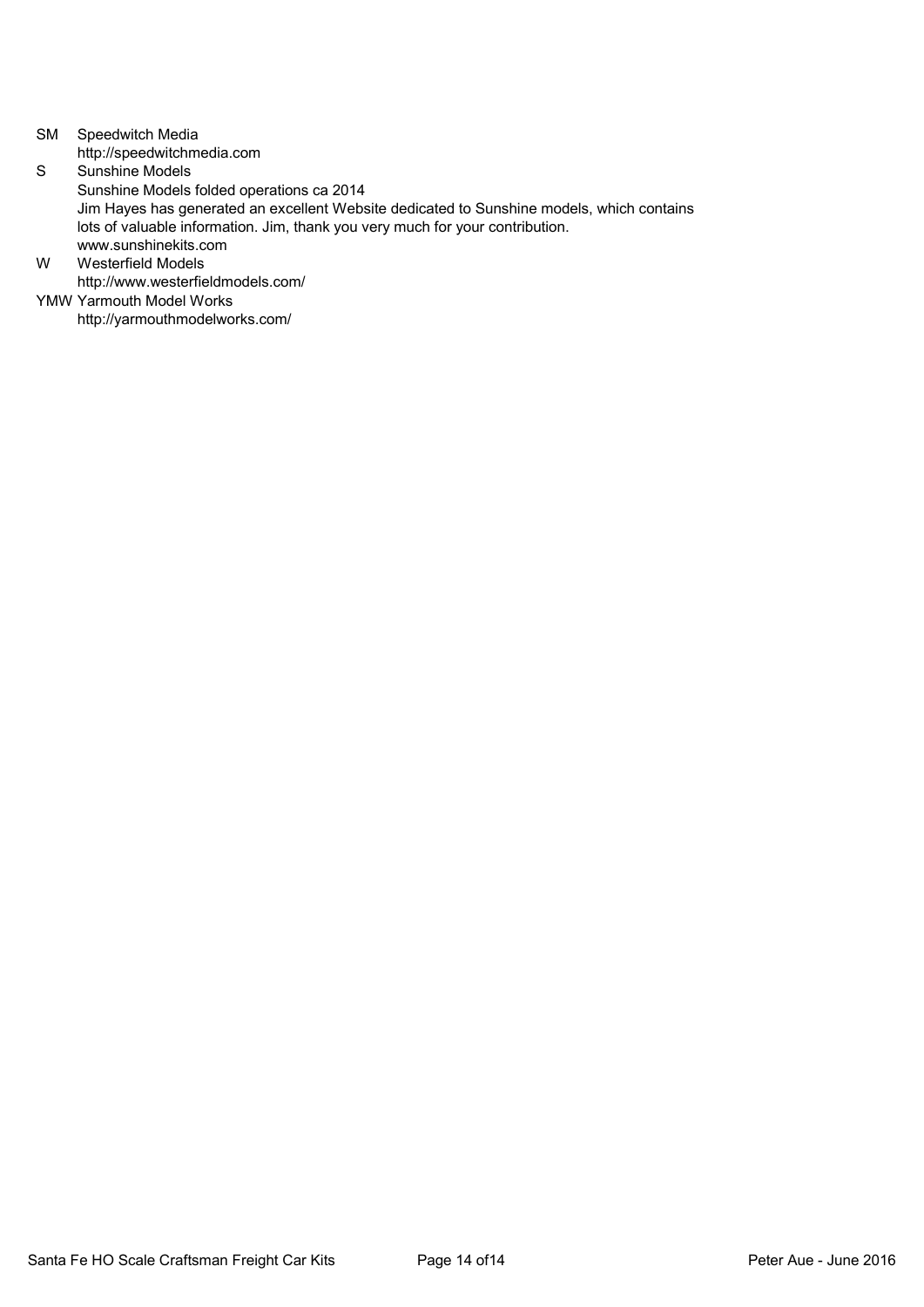SM Speedwitch Media
http://speedwitchmedia.com

S Sunshine Models
Sunshine Models folded operations ca 2014
Jim Hayes has generated an excellent Website dedicated to Sunshine models, which contains lots of valuable information. Jim, thank you very much for your contribution.
www.sunshinekits.com

W Westerfield Models
http://www.westerfieldmodels.com/

YMW Yarmouth Model Works
http://yarmouthmodelworks.com/